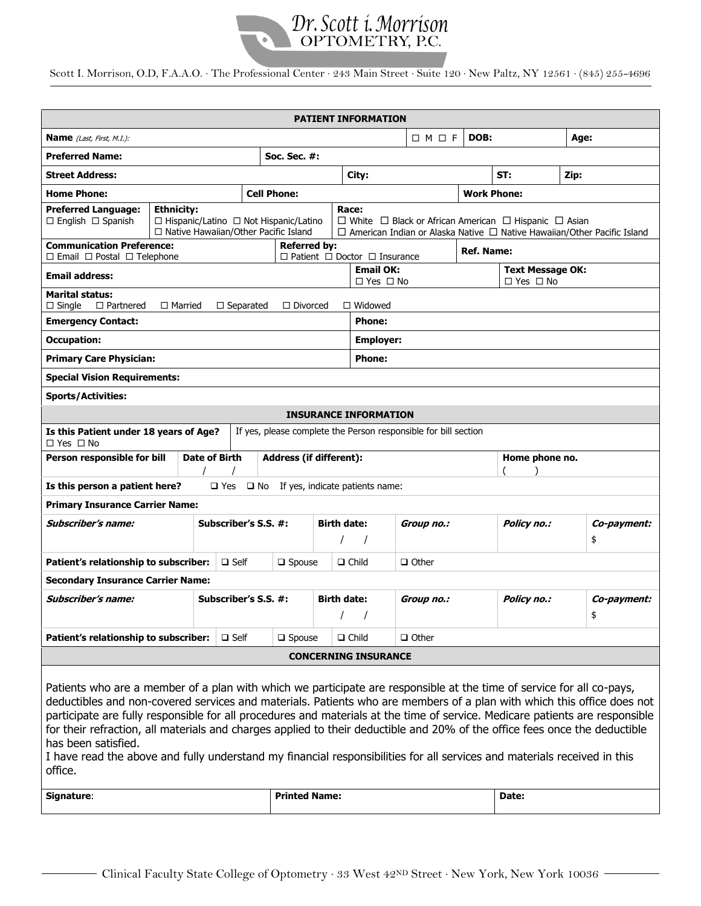# Dr. Scott i. Morrison OPTOMETRY, P.C.

Scott I. Morrison, O.D, F.A.A.O. · The Professional Center · 243 Main Street · Suite 120 · New Paltz, NY 12561 · (845) 255-4696

## PATIENT INFORMATION

| | | | |
|---|---|---|---|
| **Name** *(Last, First, M.I.)*: | ☐ M ☐ F | **DOB:** | **Age:** |
| **Preferred Name:** | **Soc. Sec. #:** | | |
| **Street Address:** | **City:** | **ST:** | **Zip:** |
| **Home Phone:** | **Cell Phone:** | **Work Phone:** | |
| **Preferred Language:** ☐ English ☐ Spanish | **Ethnicity:** ☐ Hispanic/Latino ☐ Not Hispanic/Latino ☐ Native Hawaiian/Other Pacific Island | **Race:** ☐ White ☐ Black or African American ☐ Hispanic ☐ Asian ☐ American Indian or Alaska Native ☐ Native Hawaiian/Other Pacific Island | |
| **Communication Preference:** ☐ Email ☐ Postal ☐ Telephone | **Referred by:** ☐ Patient ☐ Doctor ☐ Insurance | **Ref. Name:** | |
| **Email address:** | **Email OK:** ☐ Yes ☐ No | **Text Message OK:** ☐ Yes ☐ No | |
| **Marital status:** ☐ Single ☐ Partnered ☐ Married ☐ Separated ☐ Divorced ☐ Widowed | | | |
| **Emergency Contact:** | **Phone:** | | |
| **Occupation:** | **Employer:** | | |
| **Primary Care Physician:** | **Phone:** | | |
| **Special Vision Requirements:** | | | |
| **Sports/Activities:** | | | |

## INSURANCE INFORMATION

| | | | |
|---|---|---|---|
| **Is this Patient under 18 years of Age?** ☐ Yes ☐ No | If yes, please complete the Person responsible for bill section | | |
| **Person responsible for bill** | **Date of Birth** / / | **Address (if different):** | **Home phone no.** ( ) |
| **Is this person a patient here?** ❑ Yes ❑ No If yes, indicate patients name: | | | |

**Primary Insurance Carrier Name:**

| ***Subscriber's name:*** | **Subscriber's S.S. #:** | **Birth date:** | ***Group no.:*** | ***Policy no.:*** | ***Co-payment:*** |
|---|---|---|---|---|---|
| | | / / | | | $ |

**Patient's relationship to subscriber:** ❑ Self ❑ Spouse ❑ Child ❑ Other

**Secondary Insurance Carrier Name:**

| ***Subscriber's name:*** | **Subscriber's S.S. #:** | **Birth date:** | ***Group no.:*** | ***Policy no.:*** | ***Co-payment:*** |
|---|---|---|---|---|---|
| | | / / | | | $ |

**Patient's relationship to subscriber:** ❑ Self ❑ Spouse ❑ Child ❑ Other

## CONCERNING INSURANCE

Patients who are a member of a plan with which we participate are responsible at the time of service for all co-pays, deductibles and non-covered services and materials. Patients who are members of a plan with which this office does not participate are fully responsible for all procedures and materials at the time of service. Medicare patients are responsible for their refraction, all materials and charges applied to their deductible and 20% of the office fees once the deductible has been satisfied.

I have read the above and fully understand my financial responsibilities for all services and materials received in this office.

| **Signature**: | **Printed Name:** | **Date:** |
|---|---|---|

Clinical Faculty State College of Optometry · 33 West 42ND Street · New York, New York 10036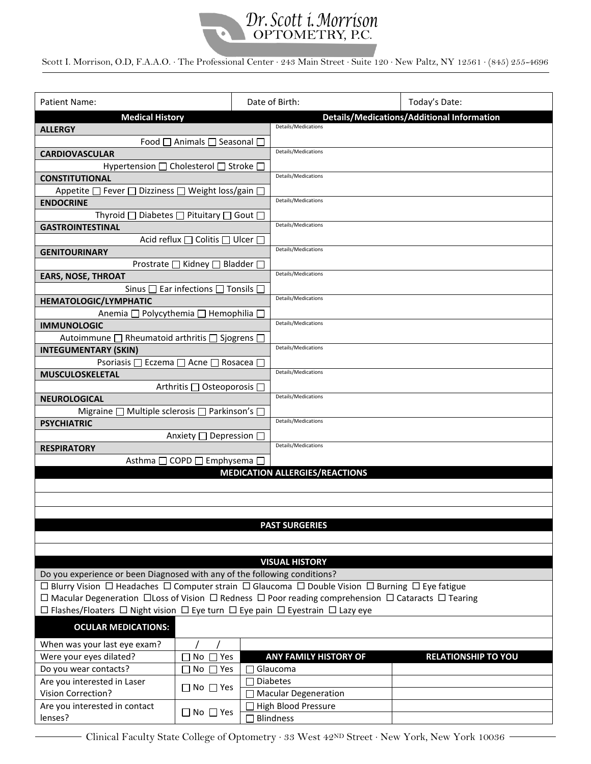# Dr. Scott i. Morrison OPTOMETRY, P.C.

Scott I. Morrison, O.D, F.A.A.O. · The Professional Center · 243 Main Street · Suite 120 · New Paltz, NY 12561 · (845) 255-4696

| Patient Name: | Date of Birth: | Today's Date: |
|---|---|---|

| Medical History | Details/Medications/Additional Information |
|---|---|
| **ALLERGY**<br>Food ☐ Animals ☐ Seasonal ☐ | Details/Medications |
| **CARDIOVASCULAR**<br>Hypertension ☐ Cholesterol ☐ Stroke ☐ | Details/Medications |
| **CONSTITUTIONAL**<br>Appetite ☐ Fever ☐ Dizziness ☐ Weight loss/gain ☐ | Details/Medications |
| **ENDOCRINE**<br>Thyroid ☐ Diabetes ☐ Pituitary ☐ Gout ☐ | Details/Medications |
| **GASTROINTESTINAL**<br>Acid reflux ☐ Colitis ☐ Ulcer ☐ | Details/Medications |
| **GENITOURINARY**<br>Prostrate ☐ Kidney ☐ Bladder ☐ | Details/Medications |
| **EARS, NOSE, THROAT**<br>Sinus ☐ Ear infections ☐ Tonsils ☐ | Details/Medications |
| **HEMATOLOGIC/LYMPHATIC**<br>Anemia ☐ Polycythemia ☐ Hemophilia ☐ | Details/Medications |
| **IMMUNOLOGIC**<br>Autoimmune ☐ Rheumatoid arthritis ☐ Sjogrens ☐ | Details/Medications |
| **INTEGUMENTARY (SKIN)**<br>Psoriasis ☐ Eczema ☐ Acne ☐ Rosacea ☐ | Details/Medications |
| **MUSCULOSKELETAL**<br>Arthritis ☐ Osteoporosis ☐ | Details/Medications |
| **NEUROLOGICAL**<br>Migraine ☐ Multiple sclerosis ☐ Parkinson's ☐ | Details/Medications |
| **PSYCHIATRIC**<br>Anxiety ☐ Depression ☐ | Details/Medications |
| **RESPIRATORY**<br>Asthma ☐ COPD ☐ Emphysema ☐ | Details/Medications |

## MEDICATION ALLERGIES/REACTIONS

## PAST SURGERIES

## VISUAL HISTORY

Do you experience or been Diagnosed with any of the following conditions?

☐ Blurry Vision ☐ Headaches ☐ Computer strain ☐ Glaucoma ☐ Double Vision ☐ Burning ☐ Eye fatigue
☐ Macular Degeneration ☐ Loss of Vision ☐ Redness ☐ Poor reading comprehension ☐ Cataracts ☐ Tearing
☐ Flashes/Floaters ☐ Night vision ☐ Eye turn ☐ Eye pain ☐ Eyestrain ☐ Lazy eye

**OCULAR MEDICATIONS:**

| | | | |
|---|---|---|---|
| When was your last eye exam? | / / | | |
| Were your eyes dilated? | ☐ No ☐ Yes | **ANY FAMILY HISTORY OF** | **RELATIONSHIP TO YOU** |
| Do you wear contacts? | ☐ No ☐ Yes | ☐ Glaucoma | |
| Are you interested in Laser Vision Correction? | ☐ No ☐ Yes | ☐ Diabetes | |
| | | ☐ Macular Degeneration | |
| Are you interested in contact lenses? | ☐ No ☐ Yes | ☐ High Blood Pressure | |
| | | ☐ Blindness | |

Clinical Faculty State College of Optometry · 33 West 42ND Street · New York, New York 10036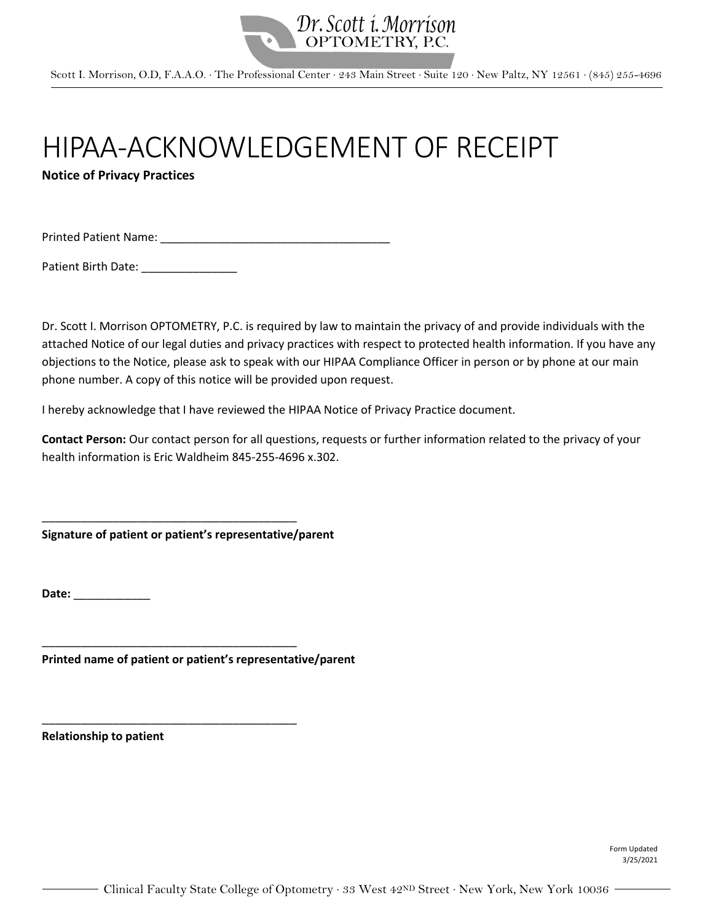# HIPAA-ACKNOWLEDGEMENT OF RECEIPT

**Notice of Privacy Practices**

Printed Patient Name: ____________________________________

Patient Birth Date: _______________

Dr. Scott I. Morrison OPTOMETRY, P.C. is required by law to maintain the privacy of and provide individuals with the attached Notice of our legal duties and privacy practices with respect to protected health information. If you have any objections to the Notice, please ask to speak with our HIPAA Compliance Officer in person or by phone at our main phone number. A copy of this notice will be provided upon request.

I hereby acknowledge that I have reviewed the HIPAA Notice of Privacy Practice document.

**Contact Person:** Our contact person for all questions, requests or further information related to the privacy of your health information is Eric Waldheim 845-255-4696 x.302.

________________________________________

**Signature of patient or patient's representative/parent**

**Date:** ____________

________________________________________

**Printed name of patient or patient's representative/parent**

________________________________________

**Relationship to patient**

Form Updated 3/25/2021